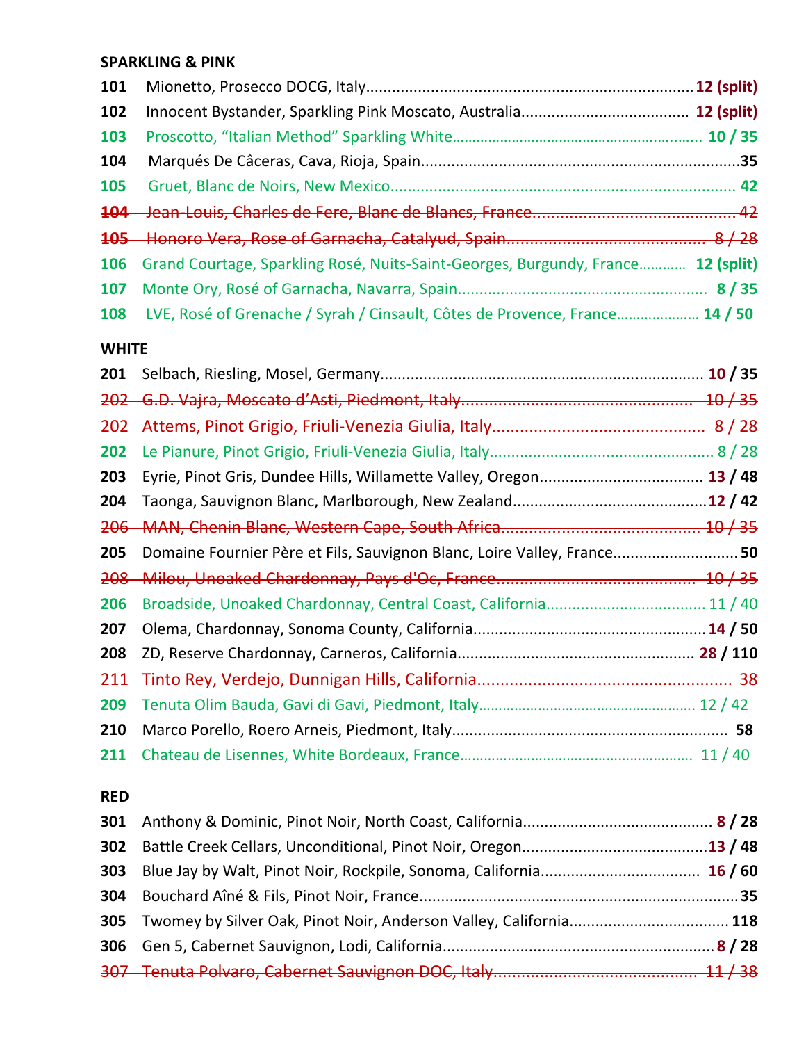**SPARKLING & PINK**

**101** Mionetto, Prosecco DOCG, Italy........................................................................ **12 (split)**

**102** Innocent Bystander, Sparkling Pink Moscato, Australia...................................... **12 (split)**

**103** Proscotto, "Italian Method" Sparkling White.................................................... **10 / 35**

**104** Marqués De Câceras, Cava, Rioja, Spain.......................................................................**35**

**105** Gruet, Blanc de Noirs, New Mexico.............................................................................. **42**

~~**104** Jean-Louis, Charles de Fere, Blanc de Blancs, France............................................. 42~~

~~**105** Honoro Vera, Rose of Garnacha, Catalyud, Spain........................................... 8 / 28~~

**106** Grand Courtage, Sparkling Rosé, Nuits-Saint-Georges, Burgundy, France........... **12 (split)**

**107** Monte Ory, Rosé of Garnacha, Navarra, Spain.......................................................... **8 / 35**

**108** LVE, Rosé of Grenache / Syrah / Cinsault, Côtes de Provence, France.................... **14 / 50**

**WHITE**

**201** Selbach, Riesling, Mosel, Germany......................................................................... **10 / 35**

~~202 G.D. Vajra, Moscato d'Asti, Piedmont, Italy.................................................... 10 / 35~~

~~202 Attems, Pinot Grigio, Friuli-Venezia Giulia, Italy............................................... 8 / 28~~

**202** Le Pianure, Pinot Grigio, Friuli-Venezia Giulia, Italy.................................................... 8 / 28

**203** Eyrie, Pinot Gris, Dundee Hills, Willamette Valley, Oregon...................................... **13 / 48**

**204** Taonga, Sauvignon Blanc, Marlborough, New Zealand............................................**12 / 42**

~~206 MAN, Chenin Blanc, Western Cape, South Africa............................................ 10 / 35~~

**205** Domaine Fournier Père et Fils, Sauvignon Blanc, Loire Valley, France............................**50**

~~208 Milou, Unoaked Chardonnay, Pays d'Oc, France............................................ 10 / 35~~

**206** Broadside, Unoaked Chardonnay, Central Coast, California.................................... 11 / 40

**207** Olema, Chardonnay, Sonoma County, California......................................................**14 / 50**

**208** ZD, Reserve Chardonnay, Carneros, California...................................................... **28 / 110**

~~211 Tinto Rey, Verdejo, Dunnigan Hills, California........................................................ 38~~

**209** Tenuta Olim Bauda, Gavi di Gavi, Piedmont, Italy...................................................... 12 / 42

**210** Marco Porello, Roero Arneis, Piedmont, Italy............................................................... **58**

**211** Chateau de Lisennes, White Bordeaux, France........................................................... 11 / 40

**RED**

**301** Anthony & Dominic, Pinot Noir, North Coast, California........................................... **8 / 28**

**302** Battle Creek Cellars, Unconditional, Pinot Noir, Oregon...........................................**13 / 48**

**303** Blue Jay by Walt, Pinot Noir, Rockpile, Sonoma, California.................................... **16 / 60**

**304** Bouchard Aîné & Fils, Pinot Noir, France.........................................................................**35**

**305** Twomey by Silver Oak, Pinot Noir, Anderson Valley, California.................................... **118**

**306** Gen 5, Cabernet Sauvignon, Lodi, California..............................................................**8 / 28**

~~307 Tenuta Polvaro, Cabernet Sauvignon DOC, Italy............................................ 11 / 38~~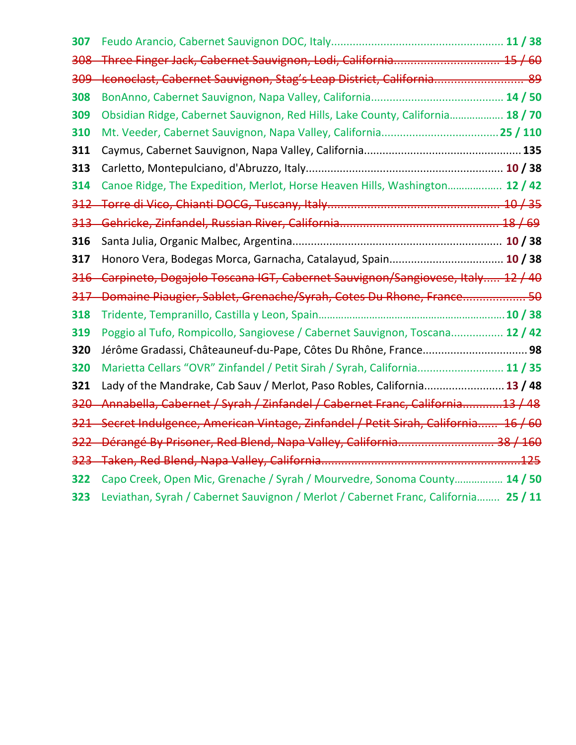307 Feudo Arancio, Cabernet Sauvignon DOC, Italy........................................................ **11 / 38**

~~308 Three Finger Jack, Cabernet Sauvignon, Lodi, California................................ 15 / 60~~

~~309 Iconoclast, Cabernet Sauvignon, Stag's Leap District, California........................... 89~~

308 BonAnno, Cabernet Sauvignon, Napa Valley, California........................................... **14 / 50**

309 Obsidian Ridge, Cabernet Sauvignon, Red Hills, Lake County, California.................. **18 / 70**

310 Mt. Veeder, Cabernet Sauvignon, Napa Valley, California.....................................**25 / 110**

**311** Caymus, Cabernet Sauvignon, Napa Valley, California..................................................**135**

**313** Carletto, Montepulciano, d'Abruzzo, Italy............................................................... **10 / 38**

314 Canoe Ridge, The Expedition, Merlot, Horse Heaven Hills, Washington.................. **12 / 42**

~~312 Torre di Vico, Chianti DOCG, Tuscany, Italy.................................................. 10 / 35~~

~~313 Gehricke, Zinfandel, Russian River, California................................................ 18 / 69~~

**316** Santa Julia, Organic Malbec, Argentina.................................................................. **10 / 38**

**317** Honoro Vera, Bodegas Morca, Garnacha, Catalayud, Spain.................................... **10 / 38**

~~316 Carpineto, Dogajolo Toscana IGT, Cabernet Sauvignon/Sangiovese, Italy..... 12 / 40~~

~~317 Domaine Piaugier, Sablet, Grenache/Syrah, Cotes Du Rhone, France.................. 50~~

318 Tridente, Tempranillo, Castilla y Leon, Spain.................................................................**10 / 38**

319 Poggio al Tufo, Rompicollo, Sangiovese / Cabernet Sauvignon, Toscana................. **12 / 42**

**320** Jérôme Gradassi, Châteauneuf-du-Pape, Côtes Du Rhône, France.................................**98**

320 Marietta Cellars "OVR" Zinfandel / Petit Sirah / Syrah, California............................ **11 / 35**

**321** Lady of the Mandrake, Cab Sauv / Merlot, Paso Robles, California.......................... **13 / 48**

~~320 Annabella, Cabernet / Syrah / Zinfandel / Cabernet Franc, California............13 / 48~~

~~321 Secret Indulgence, American Vintage, Zinfandel / Petit Sirah, California...... 16 / 60~~

~~322 Dérangé By Prisoner, Red Blend, Napa Valley, California............................. 38 / 160~~

~~323 Taken, Red Blend, Napa Valley, California.............................................................125~~

322 Capo Creek, Open Mic, Grenache / Syrah / Mourvedre, Sonoma County................ **14 / 50**

323 Leviathan, Syrah / Cabernet Sauvignon / Merlot / Cabernet Franc, California........ **25 / 11**